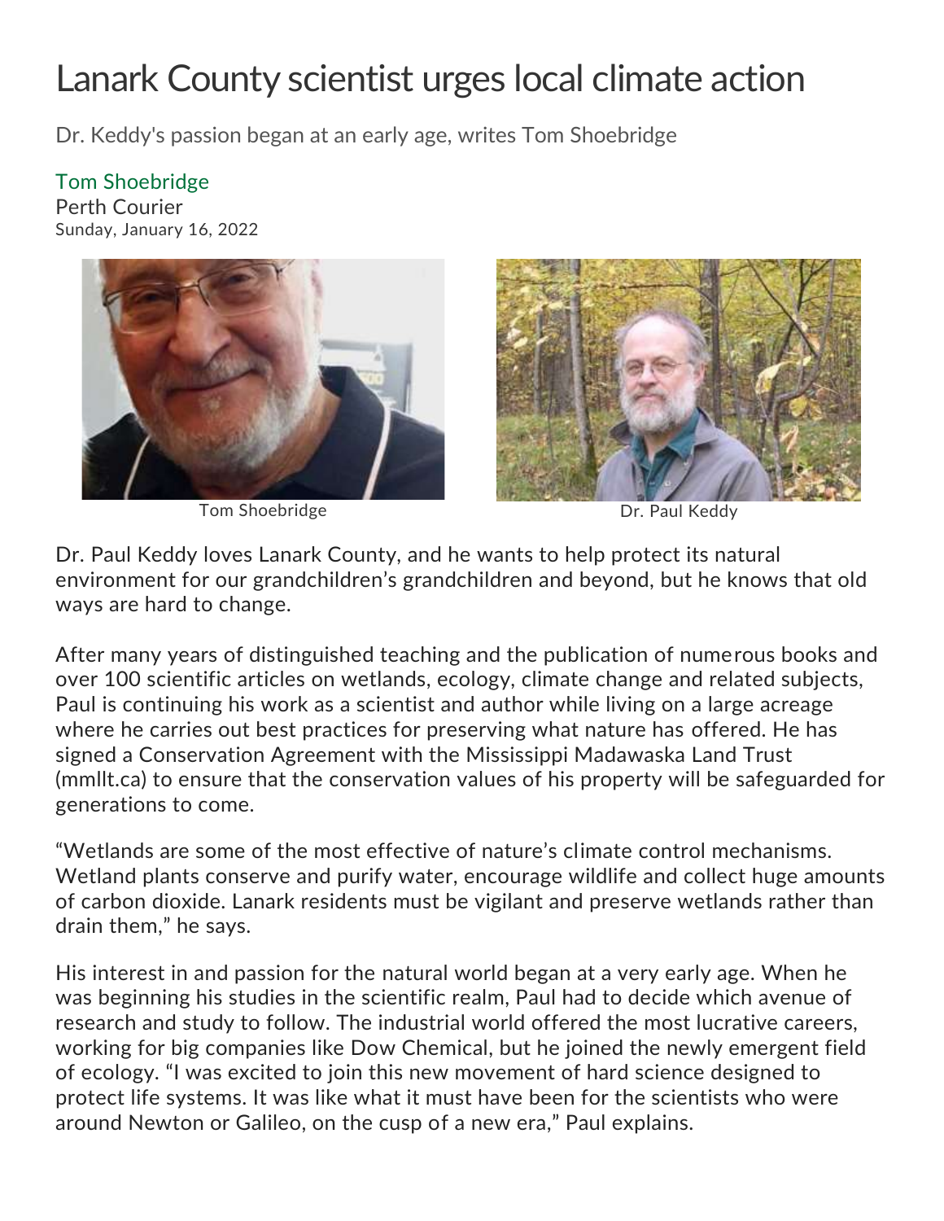# Lanark County scientist urges local climate action

Dr. Keddy's passion began at an early age, writes Tom Shoebridge

Tom Shoebridge
Perth Courier
Sunday, January 16, 2022

Tom Shoebridge

Dr. Paul Keddy

Dr. Paul Keddy loves Lanark County, and he wants to help protect its natural environment for our grandchildren's grandchildren and beyond, but he knows that old ways are hard to change.

After many years of distinguished teaching and the publication of numerous books and over 100 scientific articles on wetlands, ecology, climate change and related subjects, Paul is continuing his work as a scientist and author while living on a large acreage where he carries out best practices for preserving what nature has offered. He has signed a Conservation Agreement with the Mississippi Madawaska Land Trust (mmllt.ca) to ensure that the conservation values of his property will be safeguarded for generations to come.

"Wetlands are some of the most effective of nature's climate control mechanisms. Wetland plants conserve and purify water, encourage wildlife and collect huge amounts of carbon dioxide. Lanark residents must be vigilant and preserve wetlands rather than drain them," he says.

His interest in and passion for the natural world began at a very early age. When he was beginning his studies in the scientific realm, Paul had to decide which avenue of research and study to follow. The industrial world offered the most lucrative careers, working for big companies like Dow Chemical, but he joined the newly emergent field of ecology. "I was excited to join this new movement of hard science designed to protect life systems. It was like what it must have been for the scientists who were around Newton or Galileo, on the cusp of a new era," Paul explains.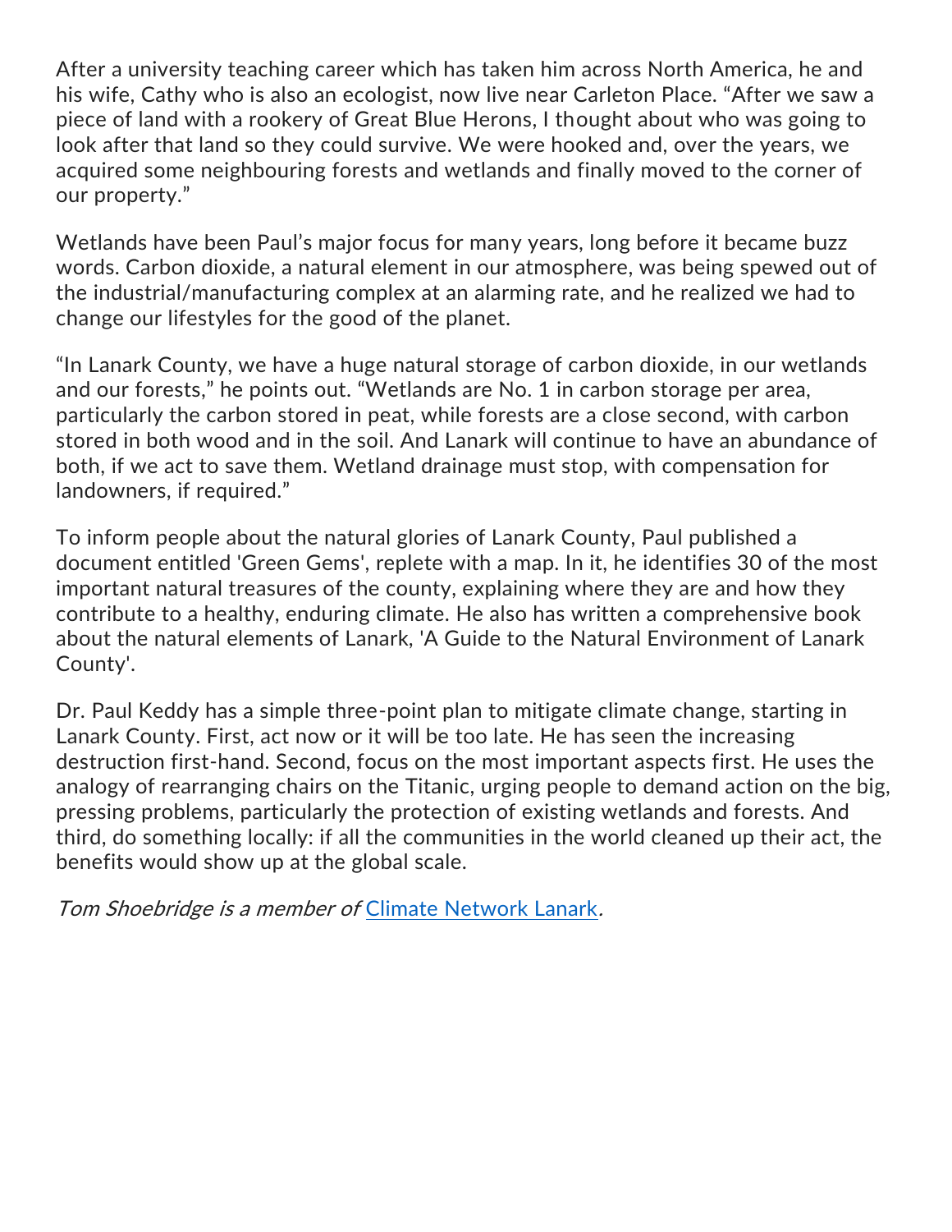After a university teaching career which has taken him across North America, he and his wife, Cathy who is also an ecologist, now live near Carleton Place. "After we saw a piece of land with a rookery of Great Blue Herons, I thought about who was going to look after that land so they could survive. We were hooked and, over the years, we acquired some neighbouring forests and wetlands and finally moved to the corner of our property."

Wetlands have been Paul's major focus for many years, long before it became buzz words. Carbon dioxide, a natural element in our atmosphere, was being spewed out of the industrial/manufacturing complex at an alarming rate, and he realized we had to change our lifestyles for the good of the planet.

"In Lanark County, we have a huge natural storage of carbon dioxide, in our wetlands and our forests," he points out. "Wetlands are No. 1 in carbon storage per area, particularly the carbon stored in peat, while forests are a close second, with carbon stored in both wood and in the soil. And Lanark will continue to have an abundance of both, if we act to save them. Wetland drainage must stop, with compensation for landowners, if required."

To inform people about the natural glories of Lanark County, Paul published a document entitled 'Green Gems', replete with a map. In it, he identifies 30 of the most important natural treasures of the county, explaining where they are and how they contribute to a healthy, enduring climate. He also has written a comprehensive book about the natural elements of Lanark, 'A Guide to the Natural Environment of Lanark County'.

Dr. Paul Keddy has a simple three-point plan to mitigate climate change, starting in Lanark County. First, act now or it will be too late. He has seen the increasing destruction first-hand. Second, focus on the most important aspects first. He uses the analogy of rearranging chairs on the Titanic, urging people to demand action on the big, pressing problems, particularly the protection of existing wetlands and forests. And third, do something locally: if all the communities in the world cleaned up their act, the benefits would show up at the global scale.

*Tom Shoebridge is a member of* [Climate Network Lanark]().